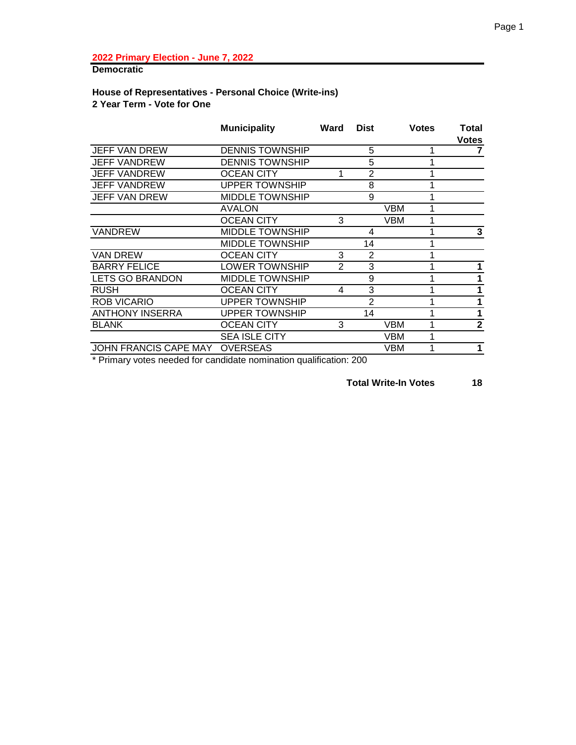**2022 Primary Election - June 7, 2022**

**Democratic**

**House of Representatives - Personal Choice (Write-ins)**
**2 Year Term - Vote for One**

| | Municipality | Ward | Dist | | Votes | Total Votes |
|---|---|---|---|---|---|---|
| JEFF VAN DREW | DENNIS TOWNSHIP | | 5 | | 1 | **7** |
| JEFF VANDREW | DENNIS TOWNSHIP | | 5 | | 1 | |
| JEFF VANDREW | OCEAN CITY | 1 | 2 | | 1 | |
| JEFF VANDREW | UPPER TOWNSHIP | | 8 | | 1 | |
| JEFF VAN DREW | MIDDLE TOWNSHIP | | 9 | | 1 | |
| | AVALON | | | VBM | 1 | |
| | OCEAN CITY | 3 | | VBM | 1 | |
| VANDREW | MIDDLE TOWNSHIP | | 4 | | 1 | **3** |
| | MIDDLE TOWNSHIP | | 14 | | 1 | |
| VAN DREW | OCEAN CITY | 3 | 2 | | 1 | |
| BARRY FELICE | LOWER TOWNSHIP | 2 | 3 | | 1 | **1** |
| LETS GO BRANDON | MIDDLE TOWNSHIP | | 9 | | 1 | **1** |
| RUSH | OCEAN CITY | 4 | 3 | | 1 | **1** |
| ROB VICARIO | UPPER TOWNSHIP | | 2 | | 1 | **1** |
| ANTHONY INSERRA | UPPER TOWNSHIP | | 14 | | 1 | **1** |
| BLANK | OCEAN CITY | 3 | | VBM | 1 | **2** |
| | SEA ISLE CITY | | | VBM | 1 | |
| JOHN FRANCIS CAPE MAY | OVERSEAS | | | VBM | 1 | **1** |

* Primary votes needed for candidate nomination qualification: 200

**Total Write-In Votes** **18**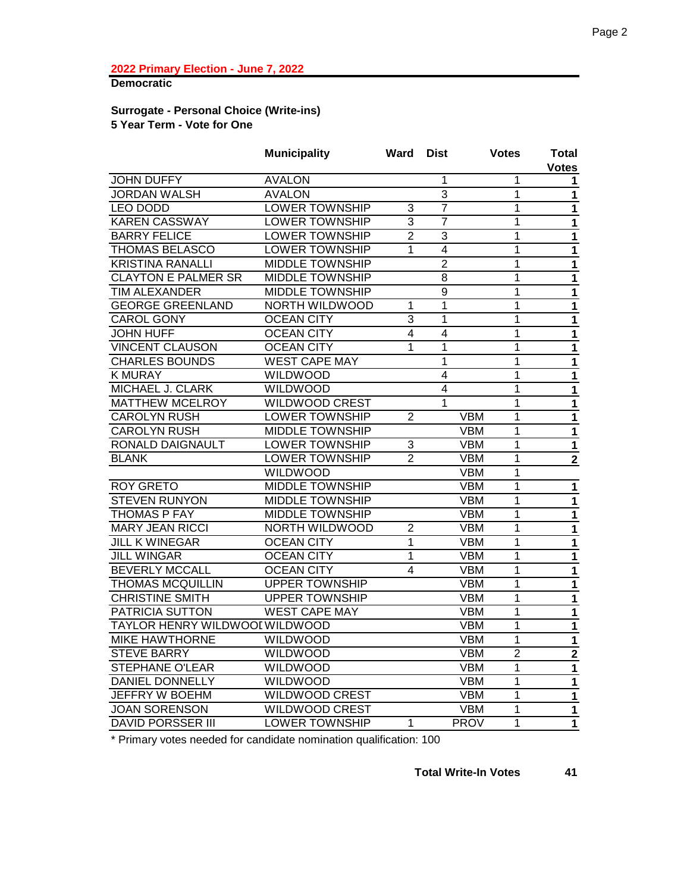**2022 Primary Election - June 7, 2022**

**Democratic**

**Surrogate - Personal Choice (Write-ins)**
**5 Year Term - Vote for One**

| | Municipality | Ward | Dist | | Votes | Total Votes |
|---|---|---|---|---|---|---|
| JOHN DUFFY | AVALON | | 1 | | 1 | 1 |
| JORDAN WALSH | AVALON | | 3 | | 1 | 1 |
| LEO DODD | LOWER TOWNSHIP | 3 | 7 | | 1 | 1 |
| KAREN CASSWAY | LOWER TOWNSHIP | 3 | 7 | | 1 | 1 |
| BARRY FELICE | LOWER TOWNSHIP | 2 | 3 | | 1 | 1 |
| THOMAS BELASCO | LOWER TOWNSHIP | 1 | 4 | | 1 | 1 |
| KRISTINA RANALLI | MIDDLE TOWNSHIP | | 2 | | 1 | 1 |
| CLAYTON E PALMER SR | MIDDLE TOWNSHIP | | 8 | | 1 | 1 |
| TIM ALEXANDER | MIDDLE TOWNSHIP | | 9 | | 1 | 1 |
| GEORGE GREENLAND | NORTH WILDWOOD | 1 | 1 | | 1 | 1 |
| CAROL GONY | OCEAN CITY | 3 | 1 | | 1 | 1 |
| JOHN HUFF | OCEAN CITY | 4 | 4 | | 1 | 1 |
| VINCENT CLAUSON | OCEAN CITY | 1 | 1 | | 1 | 1 |
| CHARLES BOUNDS | WEST CAPE MAY | | 1 | | 1 | 1 |
| K MURAY | WILDWOOD | | 4 | | 1 | 1 |
| MICHAEL J. CLARK | WILDWOOD | | 4 | | 1 | 1 |
| MATTHEW MCELROY | WILDWOOD CREST | | 1 | | 1 | 1 |
| CAROLYN RUSH | LOWER TOWNSHIP | 2 | | VBM | 1 | 1 |
| CAROLYN RUSH | MIDDLE TOWNSHIP | | | VBM | 1 | 1 |
| RONALD DAIGNAULT | LOWER TOWNSHIP | 3 | | VBM | 1 | 1 |
| BLANK | LOWER TOWNSHIP | 2 | | VBM | 1 | 2 |
| | WILDWOOD | | | VBM | 1 | |
| ROY GRETO | MIDDLE TOWNSHIP | | | VBM | 1 | 1 |
| STEVEN RUNYON | MIDDLE TOWNSHIP | | | VBM | 1 | 1 |
| THOMAS P FAY | MIDDLE TOWNSHIP | | | VBM | 1 | 1 |
| MARY JEAN RICCI | NORTH WILDWOOD | 2 | | VBM | 1 | 1 |
| JILL K WINEGAR | OCEAN CITY | 1 | | VBM | 1 | 1 |
| JILL WINGAR | OCEAN CITY | 1 | | VBM | 1 | 1 |
| BEVERLY MCCALL | OCEAN CITY | 4 | | VBM | 1 | 1 |
| THOMAS MCQUILLIN | UPPER TOWNSHIP | | | VBM | 1 | 1 |
| CHRISTINE SMITH | UPPER TOWNSHIP | | | VBM | 1 | 1 |
| PATRICIA SUTTON | WEST CAPE MAY | | | VBM | 1 | 1 |
| TAYLOR HENRY WILDWOOI | WILDWOOD | | | VBM | 1 | 1 |
| MIKE HAWTHORNE | WILDWOOD | | | VBM | 1 | 1 |
| STEVE BARRY | WILDWOOD | | | VBM | 2 | 2 |
| STEPHANE O'LEAR | WILDWOOD | | | VBM | 1 | 1 |
| DANIEL DONNELLY | WILDWOOD | | | VBM | 1 | 1 |
| JEFFRY W BOEHM | WILDWOOD CREST | | | VBM | 1 | 1 |
| JOAN SORENSON | WILDWOOD CREST | | | VBM | 1 | 1 |
| DAVID PORSSER III | LOWER TOWNSHIP | 1 | | PROV | 1 | 1 |

* Primary votes needed for candidate nomination qualification: 100

**Total Write-In Votes** **41**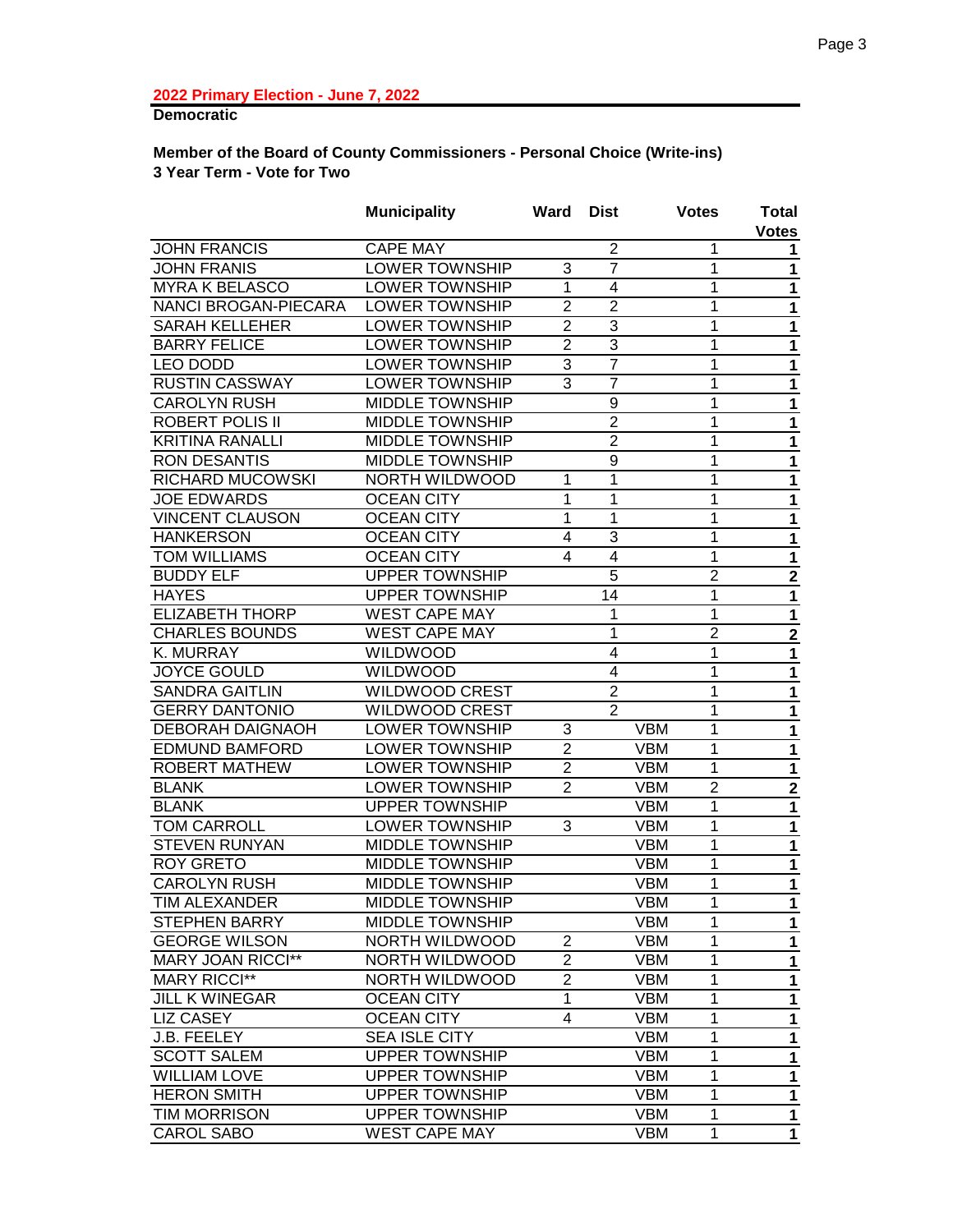**2022 Primary Election - June 7, 2022**

**Democratic**

**Member of the Board of County Commissioners - Personal Choice (Write-ins)**
**3 Year Term - Vote for Two**

| | Municipality | Ward | Dist | | Votes | Total Votes |
|---|---|---|---|---|---|---|
| JOHN FRANCIS | CAPE MAY | | 2 | | 1 | 1 |
| JOHN FRANIS | LOWER TOWNSHIP | 3 | 7 | | 1 | 1 |
| MYRA K BELASCO | LOWER TOWNSHIP | 1 | 4 | | 1 | 1 |
| NANCI BROGAN-PIECARA | LOWER TOWNSHIP | 2 | 2 | | 1 | 1 |
| SARAH KELLEHER | LOWER TOWNSHIP | 2 | 3 | | 1 | 1 |
| BARRY FELICE | LOWER TOWNSHIP | 2 | 3 | | 1 | 1 |
| LEO DODD | LOWER TOWNSHIP | 3 | 7 | | 1 | 1 |
| RUSTIN CASSWAY | LOWER TOWNSHIP | 3 | 7 | | 1 | 1 |
| CAROLYN RUSH | MIDDLE TOWNSHIP | | 9 | | 1 | 1 |
| ROBERT POLIS II | MIDDLE TOWNSHIP | | 2 | | 1 | 1 |
| KRITINA RANALLI | MIDDLE TOWNSHIP | | 2 | | 1 | 1 |
| RON DESANTIS | MIDDLE TOWNSHIP | | 9 | | 1 | 1 |
| RICHARD MUCOWSKI | NORTH WILDWOOD | 1 | 1 | | 1 | 1 |
| JOE EDWARDS | OCEAN CITY | 1 | 1 | | 1 | 1 |
| VINCENT CLAUSON | OCEAN CITY | 1 | 1 | | 1 | 1 |
| HANKERSON | OCEAN CITY | 4 | 3 | | 1 | 1 |
| TOM WILLIAMS | OCEAN CITY | 4 | 4 | | 1 | 1 |
| BUDDY ELF | UPPER TOWNSHIP | | 5 | | 2 | 2 |
| HAYES | UPPER TOWNSHIP | | 14 | | 1 | 1 |
| ELIZABETH THORP | WEST CAPE MAY | | 1 | | 1 | 1 |
| CHARLES BOUNDS | WEST CAPE MAY | | 1 | | 2 | 2 |
| K. MURRAY | WILDWOOD | | 4 | | 1 | 1 |
| JOYCE GOULD | WILDWOOD | | 4 | | 1 | 1 |
| SANDRA GAITLIN | WILDWOOD CREST | | 2 | | 1 | 1 |
| GERRY DANTONIO | WILDWOOD CREST | | 2 | | 1 | 1 |
| DEBORAH DAIGNAOH | LOWER TOWNSHIP | 3 | | VBM | 1 | 1 |
| EDMUND BAMFORD | LOWER TOWNSHIP | 2 | | VBM | 1 | 1 |
| ROBERT MATHEW | LOWER TOWNSHIP | 2 | | VBM | 1 | 1 |
| BLANK | LOWER TOWNSHIP | 2 | | VBM | 2 | 2 |
| BLANK | UPPER TOWNSHIP | | | VBM | 1 | 1 |
| TOM CARROLL | LOWER TOWNSHIP | 3 | | VBM | 1 | 1 |
| STEVEN RUNYAN | MIDDLE TOWNSHIP | | | VBM | 1 | 1 |
| ROY GRETO | MIDDLE TOWNSHIP | | | VBM | 1 | 1 |
| CAROLYN RUSH | MIDDLE TOWNSHIP | | | VBM | 1 | 1 |
| TIM ALEXANDER | MIDDLE TOWNSHIP | | | VBM | 1 | 1 |
| STEPHEN BARRY | MIDDLE TOWNSHIP | | | VBM | 1 | 1 |
| GEORGE WILSON | NORTH WILDWOOD | 2 | | VBM | 1 | 1 |
| MARY JOAN RICCI** | NORTH WILDWOOD | 2 | | VBM | 1 | 1 |
| MARY RICCI** | NORTH WILDWOOD | 2 | | VBM | 1 | 1 |
| JILL K WINEGAR | OCEAN CITY | 1 | | VBM | 1 | 1 |
| LIZ CASEY | OCEAN CITY | 4 | | VBM | 1 | 1 |
| J.B. FEELEY | SEA ISLE CITY | | | VBM | 1 | 1 |
| SCOTT SALEM | UPPER TOWNSHIP | | | VBM | 1 | 1 |
| WILLIAM LOVE | UPPER TOWNSHIP | | | VBM | 1 | 1 |
| HERON SMITH | UPPER TOWNSHIP | | | VBM | 1 | 1 |
| TIM MORRISON | UPPER TOWNSHIP | | | VBM | 1 | 1 |
| CAROL SABO | WEST CAPE MAY | | | VBM | 1 | 1 |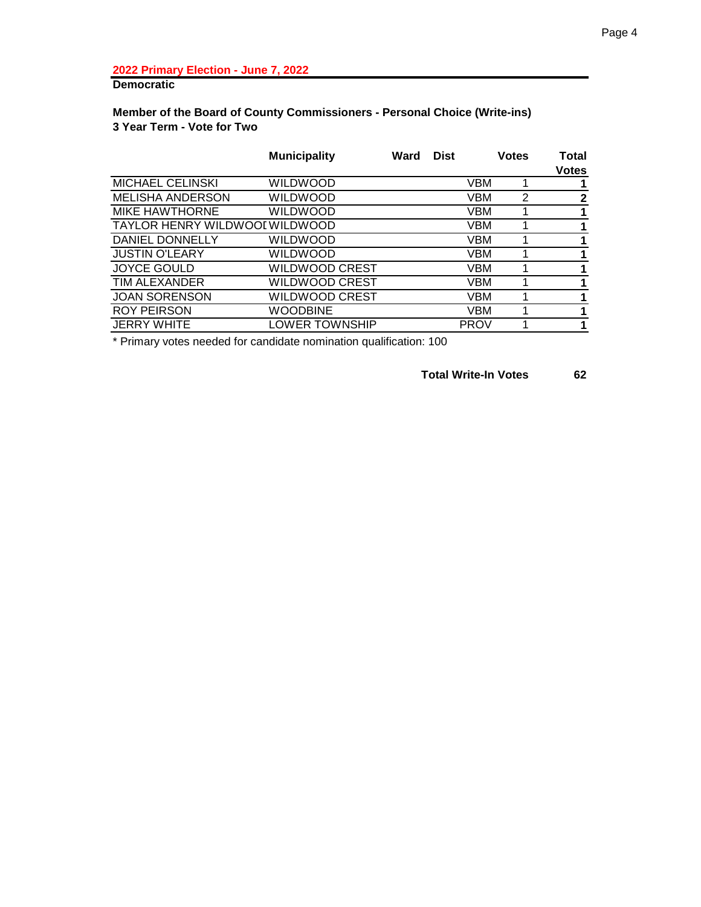**2022 Primary Election - June 7, 2022**

**Democratic**

**Member of the Board of County Commissioners - Personal Choice (Write-ins)**
**3 Year Term - Vote for Two**

| | Municipality | Ward | Dist | Votes | Total Votes |
|---|---|---|---|---|---|
| MICHAEL CELINSKI | WILDWOOD | | VBM | 1 | **1** |
| MELISHA ANDERSON | WILDWOOD | | VBM | 2 | **2** |
| MIKE HAWTHORNE | WILDWOOD | | VBM | 1 | **1** |
| TAYLOR HENRY WILDWOOD | WILDWOOD | | VBM | 1 | **1** |
| DANIEL DONNELLY | WILDWOOD | | VBM | 1 | **1** |
| JUSTIN O'LEARY | WILDWOOD | | VBM | 1 | **1** |
| JOYCE GOULD | WILDWOOD CREST | | VBM | 1 | **1** |
| TIM ALEXANDER | WILDWOOD CREST | | VBM | 1 | **1** |
| JOAN SORENSON | WILDWOOD CREST | | VBM | 1 | **1** |
| ROY PEIRSON | WOODBINE | | VBM | 1 | **1** |
| JERRY WHITE | LOWER TOWNSHIP | | PROV | 1 | **1** |

* Primary votes needed for candidate nomination qualification: 100

**Total Write-In Votes** **62**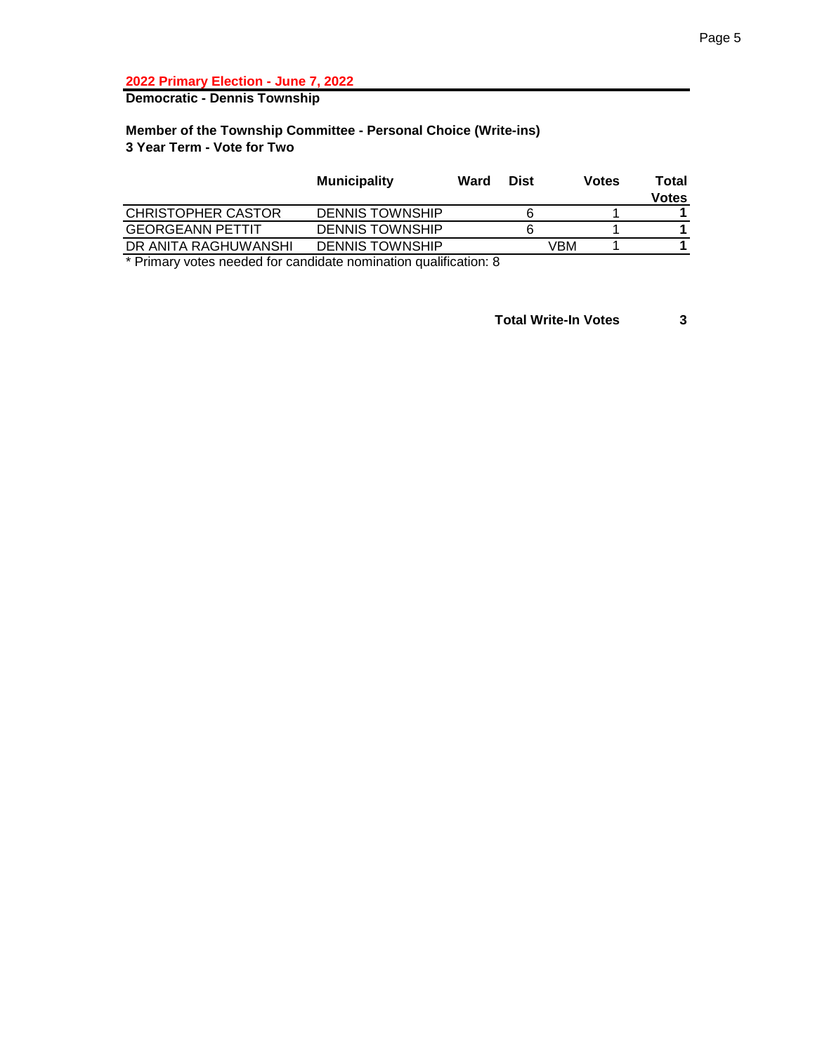**2022 Primary Election - June 7, 2022**

**Democratic - Dennis Township**

**Member of the Township Committee - Personal Choice (Write-ins)**
**3 Year Term - Vote for Two**

| | Municipality | Ward | Dist | Votes | Total Votes |
|---|---|---|---|---|---|
| CHRISTOPHER CASTOR | DENNIS TOWNSHIP | | 6 | 1 | **1** |
| GEORGEANN PETTIT | DENNIS TOWNSHIP | | 6 | 1 | **1** |
| DR ANITA RAGHUWANSHI | DENNIS TOWNSHIP | | VBM | 1 | **1** |

* Primary votes needed for candidate nomination qualification: 8

**Total Write-In Votes** **3**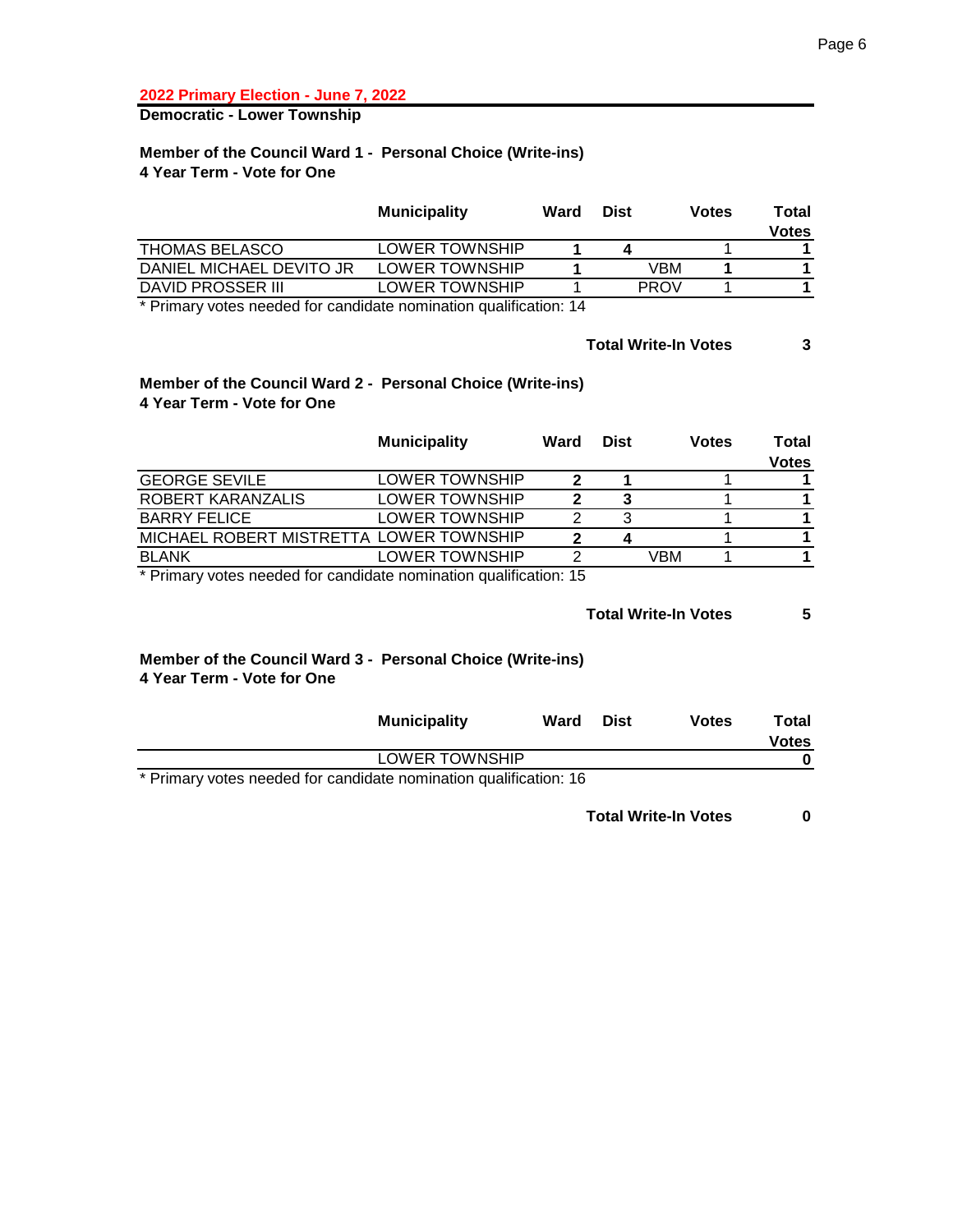**2022 Primary Election - June 7, 2022**

**Democratic - Lower Township**

### Member of the Council Ward 1 - Personal Choice (Write-ins)
### 4 Year Term - Vote for One

| | Municipality | Ward | Dist | Votes | Total Votes |
|---|---|---|---|---|---|
| THOMAS BELASCO | LOWER TOWNSHIP | **1** | **4** | 1 | **1** |
| DANIEL MICHAEL DEVITO JR | LOWER TOWNSHIP | **1** | VBM | **1** | **1** |
| DAVID PROSSER III | LOWER TOWNSHIP | 1 | PROV | 1 | **1** |

* Primary votes needed for candidate nomination qualification: 14

**Total Write-In Votes 3**

### Member of the Council Ward 2 - Personal Choice (Write-ins)
### 4 Year Term - Vote for One

| | Municipality | Ward | Dist | Votes | Total Votes |
|---|---|---|---|---|---|
| GEORGE SEVILE | LOWER TOWNSHIP | **2** | **1** | 1 | **1** |
| ROBERT KARANZALIS | LOWER TOWNSHIP | **2** | **3** | 1 | **1** |
| BARRY FELICE | LOWER TOWNSHIP | 2 | 3 | 1 | **1** |
| MICHAEL ROBERT MISTRETTA | LOWER TOWNSHIP | **2** | **4** | 1 | **1** |
| BLANK | LOWER TOWNSHIP | 2 | VBM | 1 | **1** |

* Primary votes needed for candidate nomination qualification: 15

**Total Write-In Votes 5**

### Member of the Council Ward 3 - Personal Choice (Write-ins)
### 4 Year Term - Vote for One

| | Municipality | Ward | Dist | Votes | Total Votes |
|---|---|---|---|---|---|
| | LOWER TOWNSHIP | | | | **0** |

* Primary votes needed for candidate nomination qualification: 16

**Total Write-In Votes 0**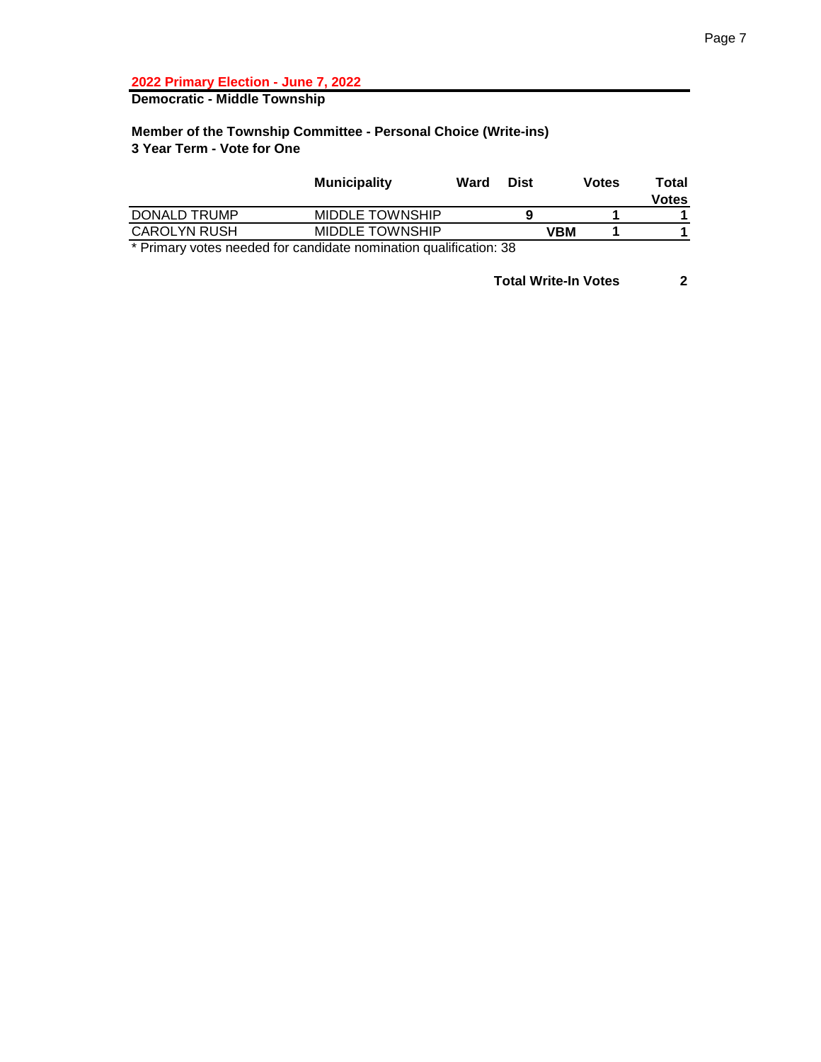**2022 Primary Election - June 7, 2022**

**Democratic - Middle Township**

**Member of the Township Committee - Personal Choice (Write-ins)**
**3 Year Term - Vote for One**

| | Municipality | Ward | Dist | | Votes | Total Votes |
|---|---|---|---|---|---|---|
| DONALD TRUMP | MIDDLE TOWNSHIP | | 9 | | 1 | 1 |
| CAROLYN RUSH | MIDDLE TOWNSHIP | | | VBM | 1 | 1 |

* Primary votes needed for candidate nomination qualification: 38

**Total Write-In Votes** **2**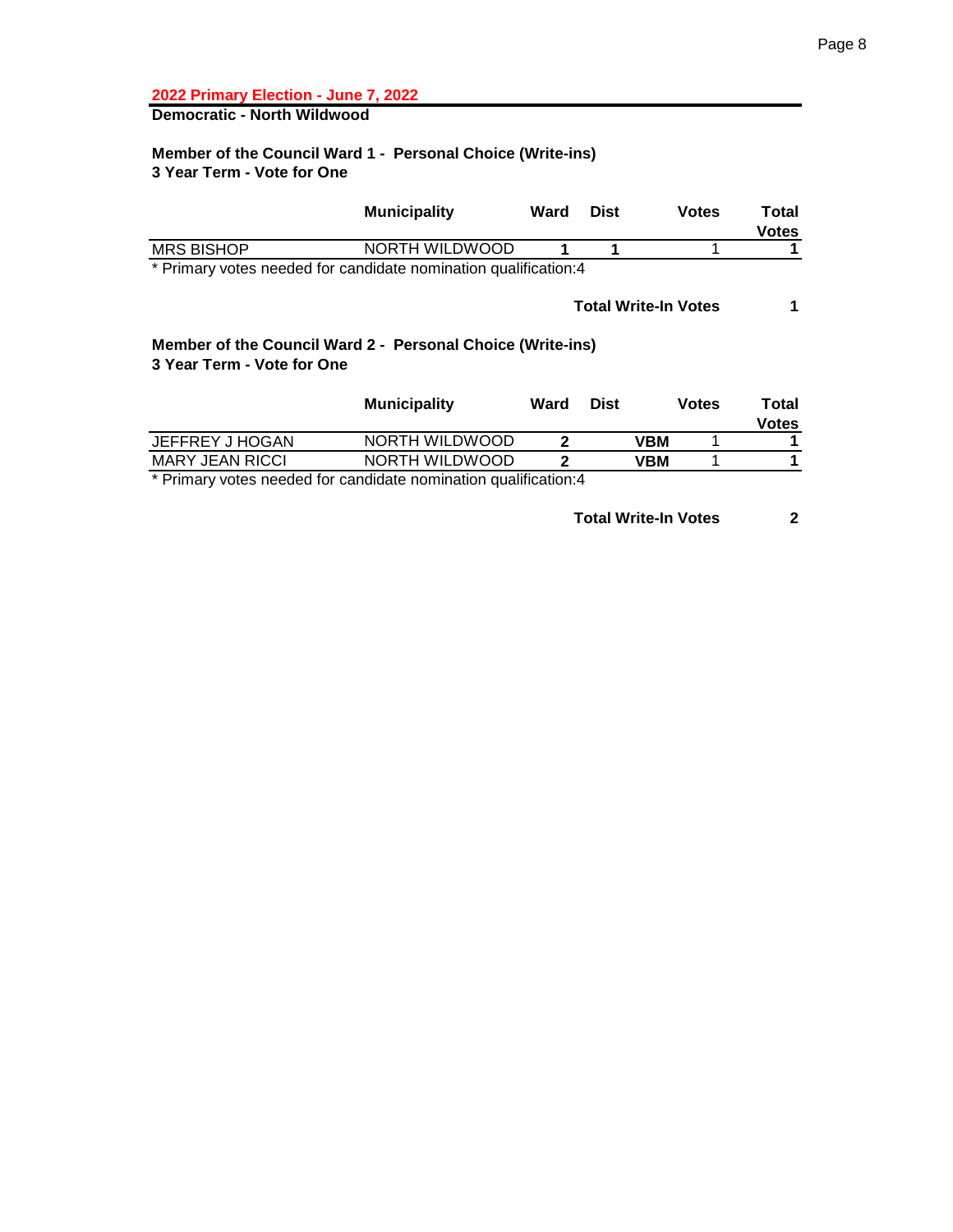**2022 Primary Election - June 7, 2022**

**Democratic - North Wildwood**

### Member of the Council Ward 1 - Personal Choice (Write-ins)
### 3 Year Term - Vote for One

| | Municipality | Ward | Dist | | Votes | Total Votes |
|---|---|---|---|---|---|---|
| MRS BISHOP | NORTH WILDWOOD | **1** | **1** | | 1 | **1** |

* Primary votes needed for candidate nomination qualification:4

**Total Write-In Votes** **1**

### Member of the Council Ward 2 - Personal Choice (Write-ins)
### 3 Year Term - Vote for One

| | Municipality | Ward | Dist | | Votes | Total Votes |
|---|---|---|---|---|---|---|
| JEFFREY J HOGAN | NORTH WILDWOOD | **2** | | **VBM** | 1 | **1** |
| MARY JEAN RICCI | NORTH WILDWOOD | **2** | | **VBM** | 1 | **1** |

* Primary votes needed for candidate nomination qualification:4

**Total Write-In Votes** **2**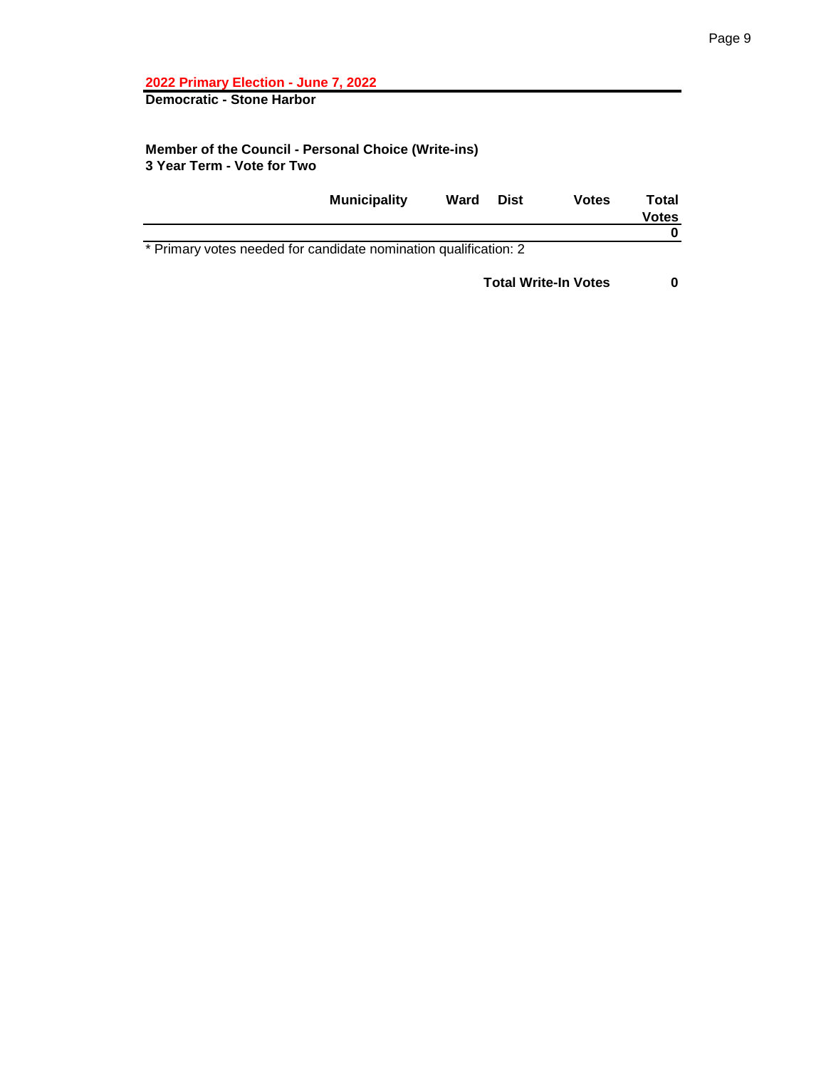**2022 Primary Election - June 7, 2022**

**Democratic - Stone Harbor**

**Member of the Council - Personal Choice (Write-ins)**
**3 Year Term - Vote for Two**

| | Municipality | Ward | Dist | Votes | Total Votes |
|---|---|---|---|---|---|
| | | | | | 0 |

* Primary votes needed for candidate nomination qualification: 2

**Total Write-In Votes** **0**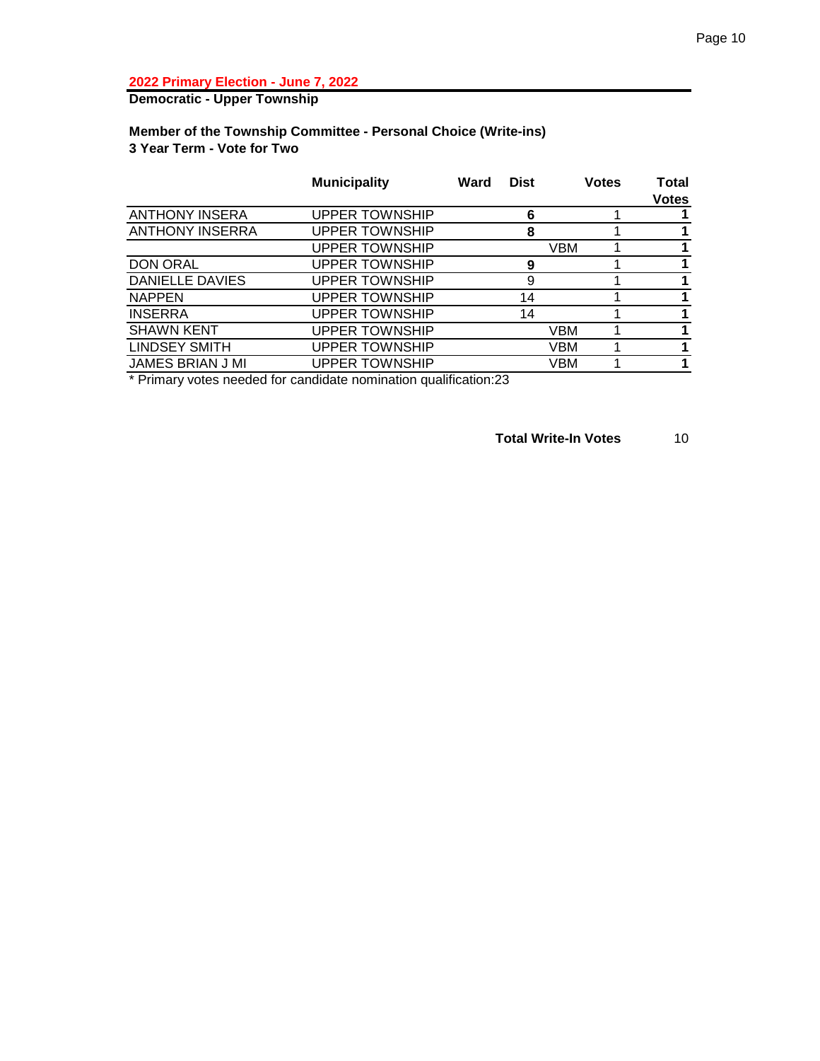**2022 Primary Election - June 7, 2022**

**Democratic - Upper Township**

**Member of the Township Committee - Personal Choice (Write-ins)**
**3 Year Term - Vote for Two**

| | Municipality | Ward | Dist | | Votes | Total Votes |
|---|---|---|---|---|---|---|
| ANTHONY INSERA | UPPER TOWNSHIP | | **6** | | 1 | **1** |
| ANTHONY INSERRA | UPPER TOWNSHIP | | **8** | | 1 | **1** |
| | UPPER TOWNSHIP | | | VBM | 1 | **1** |
| DON ORAL | UPPER TOWNSHIP | | **9** | | 1 | **1** |
| DANIELLE DAVIES | UPPER TOWNSHIP | | 9 | | 1 | **1** |
| NAPPEN | UPPER TOWNSHIP | | 14 | | 1 | **1** |
| INSERRA | UPPER TOWNSHIP | | 14 | | 1 | **1** |
| SHAWN KENT | UPPER TOWNSHIP | | | VBM | 1 | **1** |
| LINDSEY SMITH | UPPER TOWNSHIP | | | VBM | 1 | **1** |
| JAMES BRIAN J MI | UPPER TOWNSHIP | | | VBM | 1 | **1** |

* Primary votes needed for candidate nomination qualification:23

**Total Write-In Votes** 10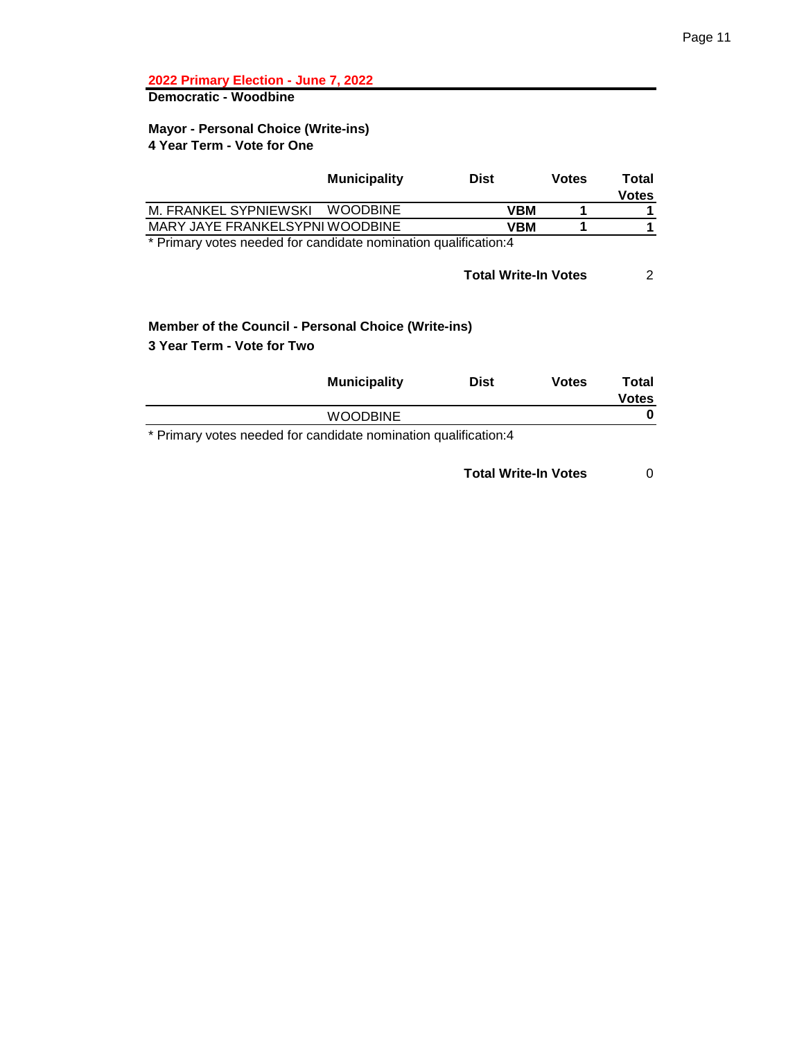## 2022 Primary Election - June 7, 2022

**Democratic - Woodbine**

### Mayor - Personal Choice (Write-ins)

**4 Year Term - Vote for One**

| | Municipality | Dist | Votes | Total Votes |
|---|---|---|---|---|
| M. FRANKEL SYPNIEWSKI | WOODBINE | VBM | 1 | 1 |
| MARY JAYE FRANKELSYPNI | WOODBINE | VBM | 1 | 1 |

\* Primary votes needed for candidate nomination qualification:4

**Total Write-In Votes** 2

### Member of the Council - Personal Choice (Write-ins)

**3 Year Term - Vote for Two**

| | Municipality | Dist | Votes | Total Votes |
|---|---|---|---|---|
| | WOODBINE | | | 0 |

\* Primary votes needed for candidate nomination qualification:4

**Total Write-In Votes** 0